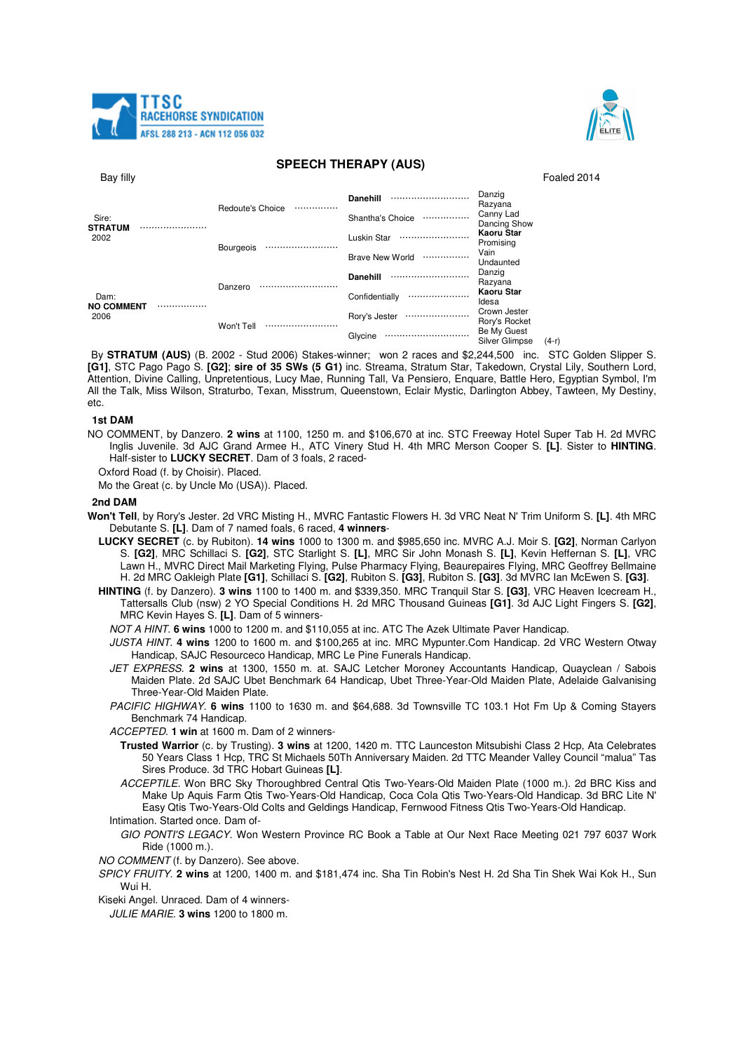TTSC RACEHORSE SYNDICATION
AFSL 288 213 - ACN 112 056 032

## SPEECH THERAPY (AUS)

Bay filly — Foaled 2014

| | | | |
|---|---|---|---|
| Sire: **STRATUM** 2002 | Redoute's Choice | **Danehill** | Danzig |
| | | | Razyana |
| | | Shantha's Choice | Canny Lad |
| | | | Dancing Show |
| | Bourgeois | Luskin Star | **Kaoru Star** |
| | | | Promising |
| | | Brave New World | Vain |
| | | | Undaunted |
| Dam: **NO COMMENT** 2006 | Danzero | **Danehill** | Danzig |
| | | | Razyana |
| | | Confidentially | **Kaoru Star** |
| | | | Idesa |
| | Won't Tell | Rory's Jester | Crown Jester |
| | | | Rory's Rocket |
| | | Glycine | Be My Guest |
| | | | Silver Glimpse (4-r) |

By **STRATUM (AUS)** (B. 2002 - Stud 2006) Stakes-winner; won 2 races and $2,244,500 inc. STC Golden Slipper S. **[G1]**, STC Pago Pago S. **[G2]**; **sire of 35 SWs (5 G1)** inc. Streama, Stratum Star, Takedown, Crystal Lily, Southern Lord, Attention, Divine Calling, Unpretentious, Lucy Mae, Running Tall, Va Pensiero, Enquare, Battle Hero, Egyptian Symbol, I'm All the Talk, Miss Wilson, Straturbo, Texan, Misstrum, Queenstown, Eclair Mystic, Darlington Abbey, Tawteen, My Destiny, etc.

### 1st DAM

NO COMMENT, by Danzero. **2 wins** at 1100, 1250 m. and $106,670 at inc. STC Freeway Hotel Super Tab H. 2d MVRC Inglis Juvenile. 3d AJC Grand Armee H., ATC Vinery Stud H. 4th MRC Merson Cooper S. **[L]**. Sister to **HINTING**. Half-sister to **LUCKY SECRET**. Dam of 3 foals, 2 raced-

Oxford Road (f. by Choisir). Placed.

Mo the Great (c. by Uncle Mo (USA)). Placed.

### 2nd DAM

**Won't Tell**, by Rory's Jester. 2d VRC Misting H., MVRC Fantastic Flowers H. 3d VRC Neat N' Trim Uniform S. **[L]**. 4th MRC Debutante S. **[L]**. Dam of 7 named foals, 6 raced, **4 winners**-

**LUCKY SECRET** (c. by Rubiton). **14 wins** 1000 to 1300 m. and $985,650 inc. MVRC A.J. Moir S. **[G2]**, Norman Carlyon S. **[G2]**, MRC Schillaci S. **[G2]**, STC Starlight S. **[L]**, MRC Sir John Monash S. **[L]**, Kevin Heffernan S. **[L]**, VRC Lawn H., MVRC Direct Mail Marketing Flying, Pulse Pharmacy Flying, Beaurepaires Flying, MRC Geoffrey Bellmaine H. 2d MRC Oakleigh Plate **[G1]**, Schillaci S. **[G2]**, Rubiton S. **[G3]**, Rubiton S. **[G3]**. 3d MVRC Ian McEwen S. **[G3]**.

**HINTING** (f. by Danzero). **3 wins** 1100 to 1400 m. and $339,350. MRC Tranquil Star S. **[G3]**, VRC Heaven Icecream H., Tattersalls Club (nsw) 2 YO Special Conditions H. 2d MRC Thousand Guineas **[G1]**. 3d AJC Light Fingers S. **[G2]**, MRC Kevin Hayes S. **[L]**. Dam of 5 winners-

*NOT A HINT*. **6 wins** 1000 to 1200 m. and $110,055 at inc. ATC The Azek Ultimate Paver Handicap.

*JUSTA HINT*. **4 wins** 1200 to 1600 m. and $100,265 at inc. MRC Mypunter.Com Handicap. 2d VRC Western Otway Handicap, SAJC Resourceco Handicap, MRC Le Pine Funerals Handicap.

*JET EXPRESS*. **2 wins** at 1300, 1550 m. at. SAJC Letcher Moroney Accountants Handicap, Quayclean / Sabois Maiden Plate. 2d SAJC Ubet Benchmark 64 Handicap, Ubet Three-Year-Old Maiden Plate, Adelaide Galvanising Three-Year-Old Maiden Plate.

*PACIFIC HIGHWAY*. **6 wins** 1100 to 1630 m. and $64,688. 3d Townsville TC 103.1 Hot Fm Up & Coming Stayers Benchmark 74 Handicap.

*ACCEPTED*. **1 win** at 1600 m. Dam of 2 winners-

**Trusted Warrior** (c. by Trusting). **3 wins** at 1200, 1420 m. TTC Launceston Mitsubishi Class 2 Hcp, Ata Celebrates 50 Years Class 1 Hcp, TRC St Michaels 50Th Anniversary Maiden. 2d TTC Meander Valley Council "malua" Tas Sires Produce. 3d TRC Hobart Guineas **[L]**.

*ACCEPTILE*. Won BRC Sky Thoroughbred Central Qtis Two-Years-Old Maiden Plate (1000 m.). 2d BRC Kiss and Make Up Aquis Farm Qtis Two-Years-Old Handicap, Coca Cola Qtis Two-Years-Old Handicap. 3d BRC Lite N' Easy Qtis Two-Years-Old Colts and Geldings Handicap, Fernwood Fitness Qtis Two-Years-Old Handicap.

Intimation. Started once. Dam of-

*GIO PONTI'S LEGACY*. Won Western Province RC Book a Table at Our Next Race Meeting 021 797 6037 Work Ride (1000 m.).

*NO COMMENT* (f. by Danzero). See above.

*SPICY FRUITY*. **2 wins** at 1200, 1400 m. and $181,474 inc. Sha Tin Robin's Nest H. 2d Sha Tin Shek Wai Kok H., Sun Wui H.

Kiseki Angel. Unraced. Dam of 4 winners-

*JULIE MARIE*. **3 wins** 1200 to 1800 m.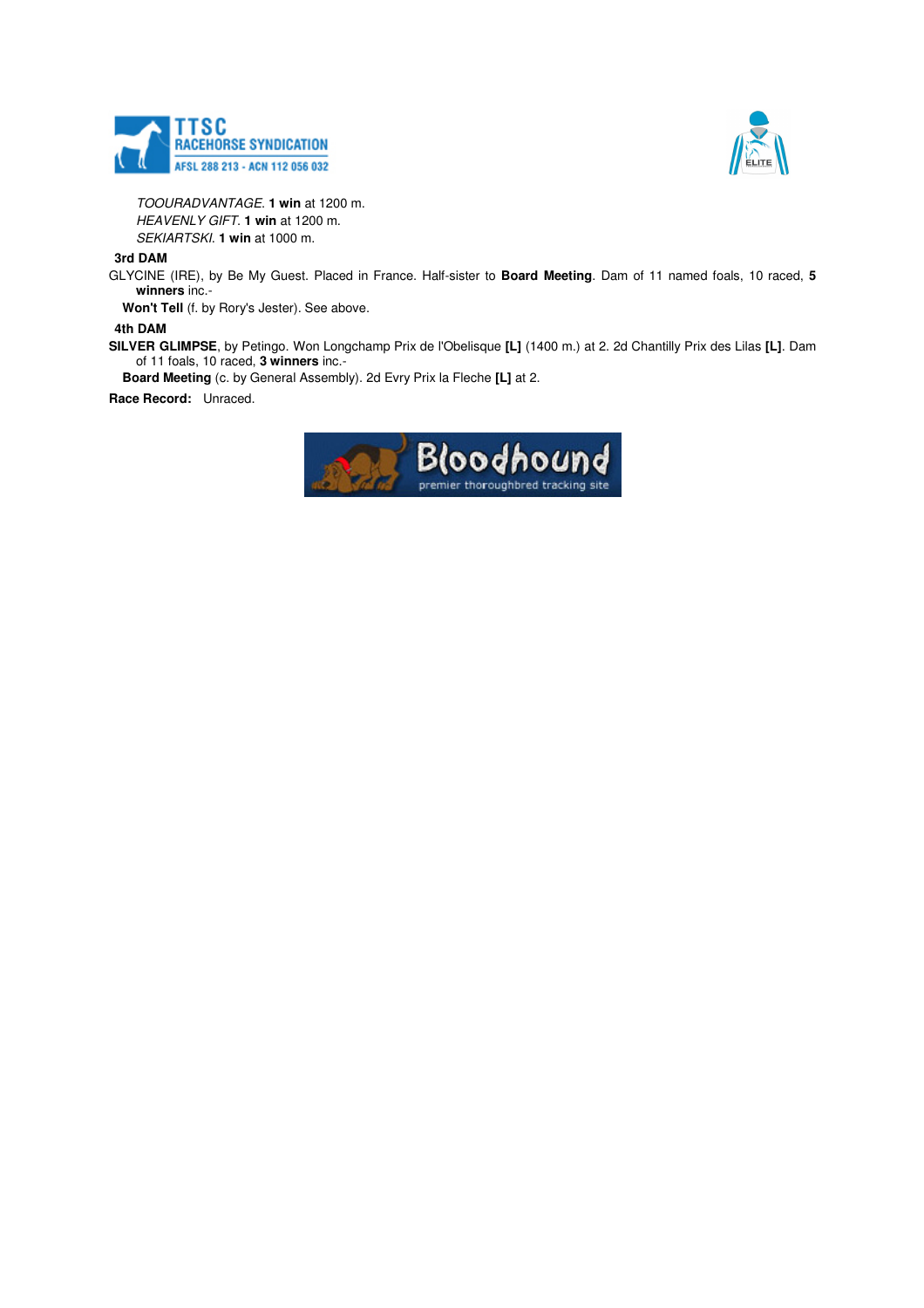*TOOURADVANTAGE*. **1 win** at 1200 m.
*HEAVENLY GIFT*. **1 win** at 1200 m.
*SEKIARTSKI*. **1 win** at 1000 m.

**3rd DAM**

GLYCINE (IRE), by Be My Guest. Placed in France. Half-sister to **Board Meeting**. Dam of 11 named foals, 10 raced, **5 winners** inc.-

**Won't Tell** (f. by Rory's Jester). See above.

**4th DAM**

**SILVER GLIMPSE**, by Petingo. Won Longchamp Prix de l'Obelisque **[L]** (1400 m.) at 2. 2d Chantilly Prix des Lilas **[L]**. Dam of 11 foals, 10 raced, **3 winners** inc.-

**Board Meeting** (c. by General Assembly). 2d Evry Prix la Fleche **[L]** at 2.

**Race Record:** Unraced.